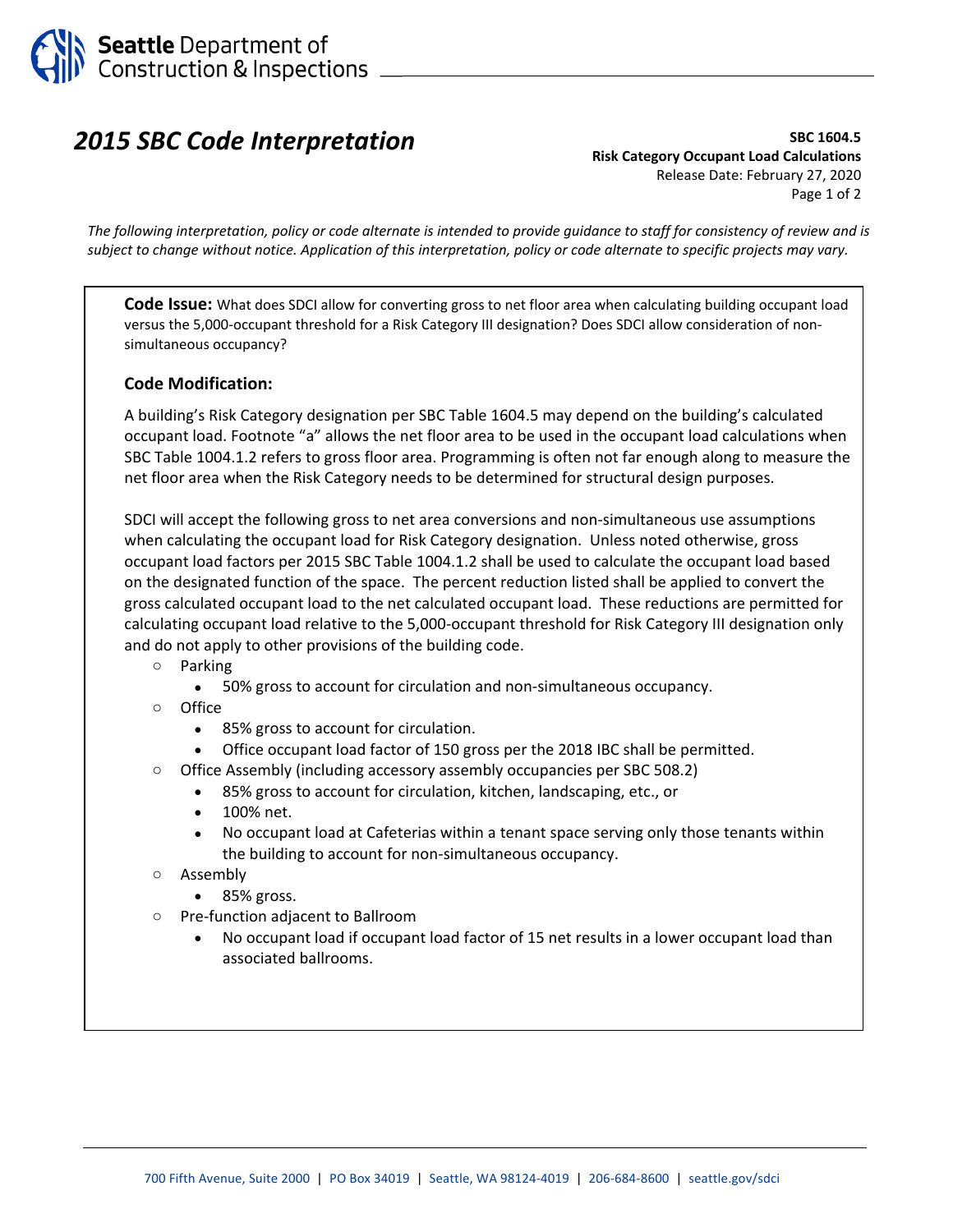Seattle Department of Construction & Inspections

# 2015 SBC Code Interpretation

**SBC 1604.5**
**Risk Category Occupant Load Calculations**
Release Date: February 27, 2020

*The following interpretation, policy or code alternate is intended to provide guidance to staff for consistency of review and is subject to change without notice. Application of this interpretation, policy or code alternate to specific projects may vary.*

**Code Issue:** What does SDCI allow for converting gross to net floor area when calculating building occupant load versus the 5,000-occupant threshold for a Risk Category III designation? Does SDCI allow consideration of non-simultaneous occupancy?

### Code Modification:

A building's Risk Category designation per SBC Table 1604.5 may depend on the building's calculated occupant load. Footnote "a" allows the net floor area to be used in the occupant load calculations when SBC Table 1004.1.2 refers to gross floor area. Programming is often not far enough along to measure the net floor area when the Risk Category needs to be determined for structural design purposes.

SDCI will accept the following gross to net area conversions and non-simultaneous use assumptions when calculating the occupant load for Risk Category designation. Unless noted otherwise, gross occupant load factors per 2015 SBC Table 1004.1.2 shall be used to calculate the occupant load based on the designated function of the space. The percent reduction listed shall be applied to convert the gross calculated occupant load to the net calculated occupant load. These reductions are permitted for calculating occupant load relative to the 5,000-occupant threshold for Risk Category III designation only and do not apply to other provisions of the building code.

- Parking
  - 50% gross to account for circulation and non-simultaneous occupancy.
- Office
  - 85% gross to account for circulation.
  - Office occupant load factor of 150 gross per the 2018 IBC shall be permitted.
- Office Assembly (including accessory assembly occupancies per SBC 508.2)
  - 85% gross to account for circulation, kitchen, landscaping, etc., or
  - 100% net.
  - No occupant load at Cafeterias within a tenant space serving only those tenants within the building to account for non-simultaneous occupancy.
- Assembly
  - 85% gross.
- Pre-function adjacent to Ballroom
  - No occupant load if occupant load factor of 15 net results in a lower occupant load than associated ballrooms.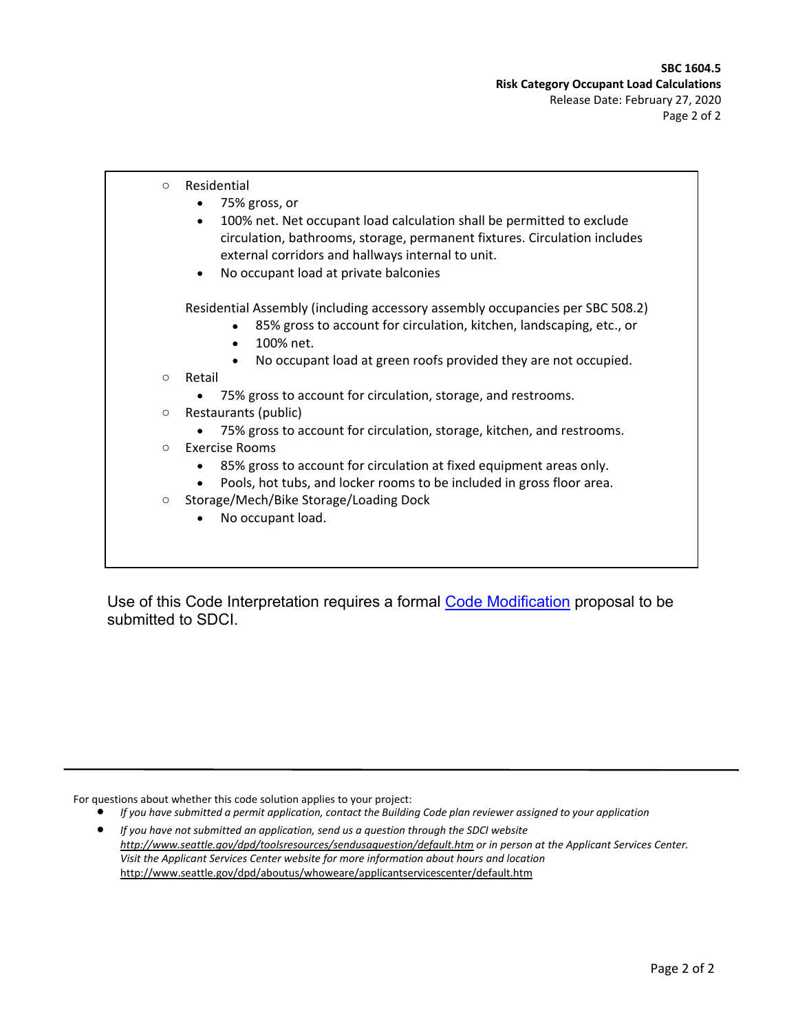- Residential
  - 75% gross, or
  - 100% net. Net occupant load calculation shall be permitted to exclude circulation, bathrooms, storage, permanent fixtures. Circulation includes external corridors and hallways internal to unit.
  - No occupant load at private balconies

  Residential Assembly (including accessory assembly occupancies per SBC 508.2)
  - 85% gross to account for circulation, kitchen, landscaping, etc., or
  - 100% net.
  - No occupant load at green roofs provided they are not occupied.
- Retail
  - 75% gross to account for circulation, storage, and restrooms.
- Restaurants (public)
  - 75% gross to account for circulation, storage, kitchen, and restrooms.
- Exercise Rooms
  - 85% gross to account for circulation at fixed equipment areas only.
  - Pools, hot tubs, and locker rooms to be included in gross floor area.
- Storage/Mech/Bike Storage/Loading Dock
  - No occupant load.

Use of this Code Interpretation requires a formal Code Modification proposal to be submitted to SDCI.

---

For questions about whether this code solution applies to your project:

- *If you have submitted a permit application, contact the Building Code plan reviewer assigned to your application*
- *If you have not submitted an application, send us a question through the SDCI website http://www.seattle.gov/dpd/toolsresources/sendusaquestion/default.htm or in person at the Applicant Services Center. Visit the Applicant Services Center website for more information about hours and location* http://www.seattle.gov/dpd/aboutus/whoweare/applicantservicescenter/default.htm